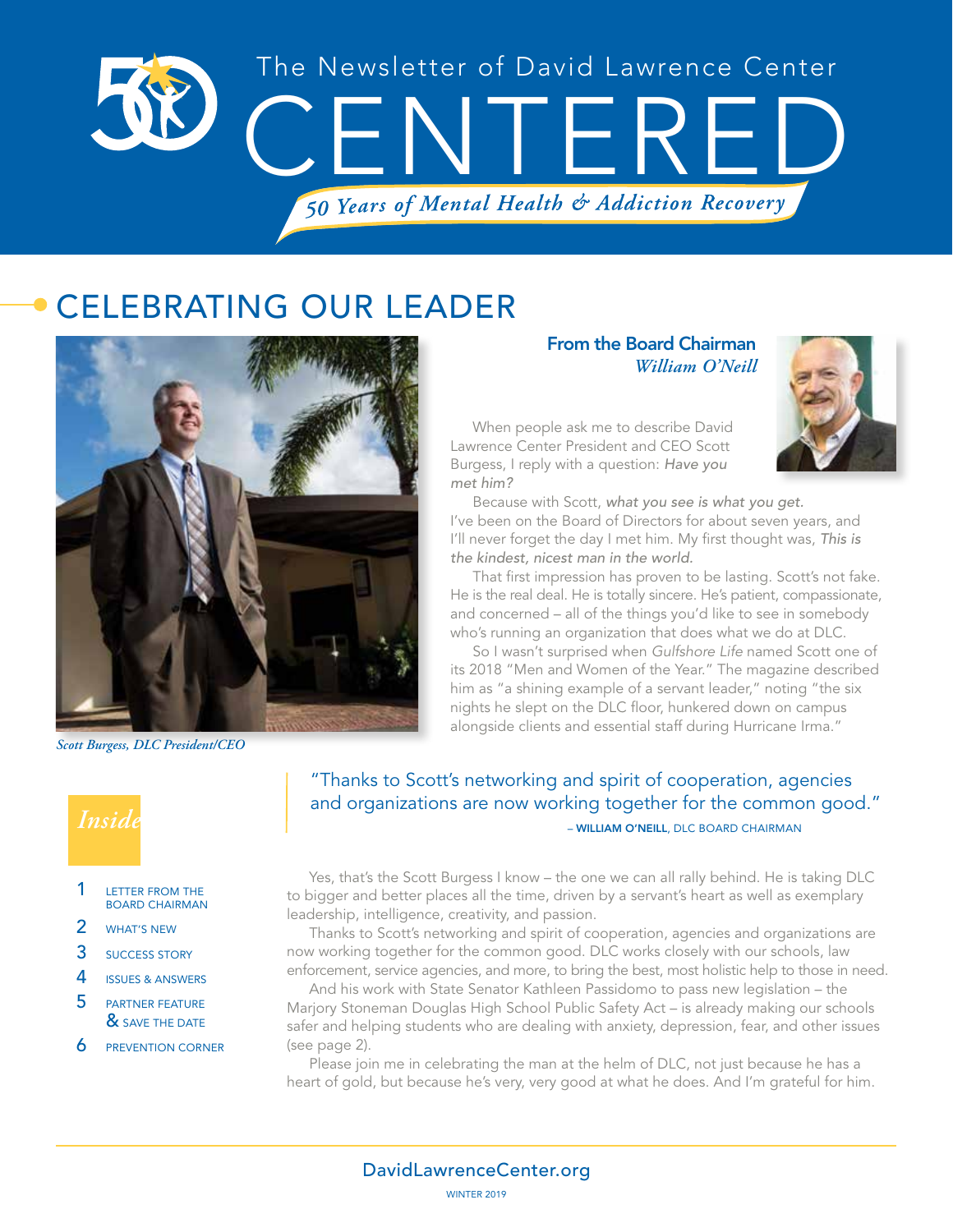The Newsletter of David Lawrence Center

# CENTERED

*50 Years of Mental Health & Addiction Recovery*

## CELEBRATING OUR LEADER

*Scott Burgess, DLC President/CEO*

### From the Board Chairman
*William O'Neill*

When people ask me to describe David Lawrence Center President and CEO Scott Burgess, I reply with a question: *Have you met him?*

Because with Scott, *what you see is what you get.* I've been on the Board of Directors for about seven years, and I'll never forget the day I met him. My first thought was, *This is the kindest, nicest man in the world.*

That first impression has proven to be lasting. Scott's not fake. He is the real deal. He is totally sincere. He's patient, compassionate, and concerned – all of the things you'd like to see in somebody who's running an organization that does what we do at DLC.

So I wasn't surprised when *Gulfshore Life* named Scott one of its 2018 "Men and Women of the Year." The magazine described him as "a shining example of a servant leader," noting "the six nights he slept on the DLC floor, hunkered down on campus alongside clients and essential staff during Hurricane Irma."

> "Thanks to Scott's networking and spirit of cooperation, agencies and organizations are now working together for the common good."
> – **WILLIAM O'NEILL**, DLC BOARD CHAIRMAN

Yes, that's the Scott Burgess I know – the one we can all rally behind. He is taking DLC to bigger and better places all the time, driven by a servant's heart as well as exemplary leadership, intelligence, creativity, and passion.

Thanks to Scott's networking and spirit of cooperation, agencies and organizations are now working together for the common good. DLC works closely with our schools, law enforcement, service agencies, and more, to bring the best, most holistic help to those in need.

And his work with State Senator Kathleen Passidomo to pass new legislation – the Marjory Stoneman Douglas High School Public Safety Act – is already making our schools safer and helping students who are dealing with anxiety, depression, fear, and other issues (see page 2).

Please join me in celebrating the man at the helm of DLC, not just because he has a heart of gold, but because he's very, very good at what he does. And I'm grateful for him.

### *Inside*

1. LETTER FROM THE BOARD CHAIRMAN
2. WHAT'S NEW
3. SUCCESS STORY
4. ISSUES & ANSWERS
5. PARTNER FEATURE & SAVE THE DATE
6. PREVENTION CORNER

DavidLawrenceCenter.org

WINTER 2019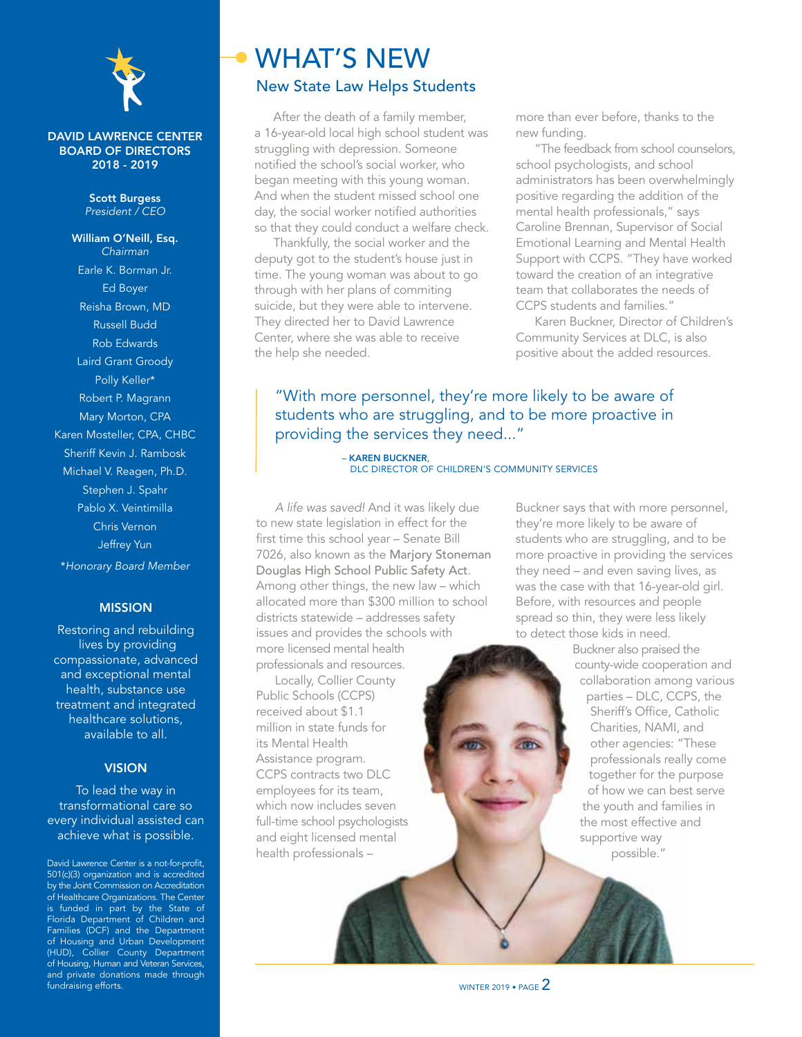**DAVID LAWRENCE CENTER BOARD OF DIRECTORS 2018 - 2019**

**Scott Burgess**
*President / CEO*

**William O'Neill, Esq.**
*Chairman*

Earle K. Borman Jr.
Ed Boyer
Reisha Brown, MD
Russell Budd
Rob Edwards
Laird Grant Groody
Polly Keller*
Robert P. Magrann
Mary Morton, CPA
Karen Mosteller, CPA, CHBC
Sheriff Kevin J. Rambosk
Michael V. Reagen, Ph.D.
Stephen J. Spahr
Pablo X. Veintimilla
Chris Vernon
Jeffrey Yun

*Honorary Board Member

**MISSION**

Restoring and rebuilding lives by providing compassionate, advanced and exceptional mental health, substance use treatment and integrated healthcare solutions, available to all.

**VISION**

To lead the way in transformational care so every individual assisted can achieve what is possible.

David Lawrence Center is a not-for-profit, 501(c)(3) organization and is accredited by the Joint Commission on Accreditation of Healthcare Organizations. The Center is funded in part by the State of Florida Department of Children and Families (DCF) and the Department of Housing and Urban Development (HUD), Collier County Department of Housing, Human and Veteran Services, and private donations made through fundraising efforts.

# WHAT'S NEW

## New State Law Helps Students

After the death of a family member, a 16-year-old local high school student was struggling with depression. Someone notified the school's social worker, who began meeting with this young woman. And when the student missed school one day, the social worker notified authorities so that they could conduct a welfare check.

Thankfully, the social worker and the deputy got to the student's house just in time. The young woman was about to go through with her plans of commiting suicide, but they were able to intervene. They directed her to David Lawrence Center, where she was able to receive the help she needed.

> "With more personnel, they're more likely to be aware of students who are struggling, and to be more proactive in providing the services they need..."
>
> – **KAREN BUCKNER**, DLC DIRECTOR OF CHILDREN'S COMMUNITY SERVICES

*A life was saved!* And it was likely due to new state legislation in effect for the first time this school year – Senate Bill 7026, also known as the Marjory Stoneman Douglas High School Public Safety Act. Among other things, the new law – which allocated more than $300 million to school districts statewide – addresses safety issues and provides the schools with more licensed mental health professionals and resources.

Locally, Collier County Public Schools (CCPS) received about $1.1 million in state funds for its Mental Health Assistance program. CCPS contracts two DLC employees for its team, which now includes seven full-time school psychologists and eight licensed mental health professionals – more than ever before, thanks to the new funding.

"The feedback from school counselors, school psychologists, and school administrators has been overwhelmingly positive regarding the addition of the mental health professionals," says Caroline Brennan, Supervisor of Social Emotional Learning and Mental Health Support with CCPS. "They have worked toward the creation of an integrative team that collaborates the needs of CCPS students and families."

Karen Buckner, Director of Children's Community Services at DLC, is also positive about the added resources.

Buckner says that with more personnel, they're more likely to be aware of students who are struggling, and to be more proactive in providing the services they need – and even saving lives, as was the case with that 16-year-old girl. Before, with resources and people spread so thin, they were less likely to detect those kids in need.

Buckner also praised the county-wide cooperation and collaboration among various parties – DLC, CCPS, the Sheriff's Office, Catholic Charities, NAMI, and other agencies: "These professionals really come together for the purpose of how we can best serve the youth and families in the most effective and supportive way possible."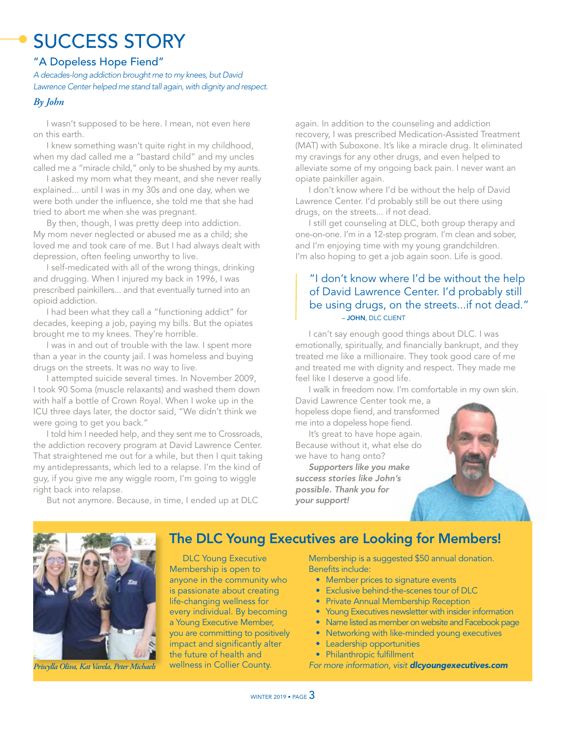# SUCCESS STORY

## "A Dopeless Hope Fiend"

*A decades-long addiction brought me to my knees, but David Lawrence Center helped me stand tall again, with dignity and respect.*

***By John***

I wasn't supposed to be here. I mean, not even here on this earth.

I knew something wasn't quite right in my childhood, when my dad called me a "bastard child" and my uncles called me a "miracle child," only to be shushed by my aunts.

I asked my mom what they meant, and she never really explained... until I was in my 30s and one day, when we were both under the influence, she told me that she had tried to abort me when she was pregnant.

By then, though, I was pretty deep into addiction. My mom never neglected or abused me as a child; she loved me and took care of me. But I had always dealt with depression, often feeling unworthy to live.

I self-medicated with all of the wrong things, drinking and drugging. When I injured my back in 1996, I was prescribed painkillers... and that eventually turned into an opioid addiction.

I had been what they call a "functioning addict" for decades, keeping a job, paying my bills. But the opiates brought me to my knees. They're horrible.

I was in and out of trouble with the law. I spent more than a year in the county jail. I was homeless and buying drugs on the streets. It was no way to live.

I attempted suicide several times. In November 2009, I took 90 Soma (muscle relaxants) and washed them down with half a bottle of Crown Royal. When I woke up in the ICU three days later, the doctor said, "We didn't think we were going to get you back."

I told him I needed help, and they sent me to Crossroads, the addiction recovery program at David Lawrence Center. That straightened me out for a while, but then I quit taking my antidepressants, which led to a relapse. I'm the kind of guy, if you give me any wiggle room, I'm going to wiggle right back into relapse.

But not anymore. Because, in time, I ended up at DLC again. In addition to the counseling and addiction recovery, I was prescribed Medication-Assisted Treatment (MAT) with Suboxone. It's like a miracle drug. It eliminated my cravings for any other drugs, and even helped to alleviate some of my ongoing back pain. I never want an opiate painkiller again.

I don't know where I'd be without the help of David Lawrence Center. I'd probably still be out there using drugs, on the streets... if not dead.

I still get counseling at DLC, both group therapy and one-on-one. I'm in a 12-step program. I'm clean and sober, and I'm enjoying time with my young grandchildren. I'm also hoping to get a job again soon. Life is good.

> "I don't know where I'd be without the help of David Lawrence Center. I'd probably still be using drugs, on the streets...if not dead."
> – **JOHN**, DLC CLIENT

I can't say enough good things about DLC. I was emotionally, spiritually, and financially bankrupt, and they treated me like a millionaire. They took good care of me and treated me with dignity and respect. They made me feel like I deserve a good life.

I walk in freedom now. I'm comfortable in my own skin. David Lawrence Center took me, a hopeless dope fiend, and transformed me into a dopeless hope fiend.

It's great to have hope again. Because without it, what else do we have to hang onto?

***Supporters like you make success stories like John's possible. Thank you for your support!***

## The DLC Young Executives are Looking for Members!

*Priscylla Oliva, Kat Varela, Peter Michaels*

DLC Young Executive Membership is open to anyone in the community who is passionate about creating life-changing wellness for every individual. By becoming a Young Executive Member, you are committing to positively impact and significantly alter the future of health and wellness in Collier County.

Membership is a suggested $50 annual donation. Benefits include:

- Member prices to signature events
- Exclusive behind-the-scenes tour of DLC
- Private Annual Membership Reception
- Young Executives newsletter with insider information
- Name listed as member on website and Facebook page
- Networking with like-minded young executives
- Leadership opportunities
- Philanthropic fulfillment

*For more information, visit* ***dlcyoungexecutives.com***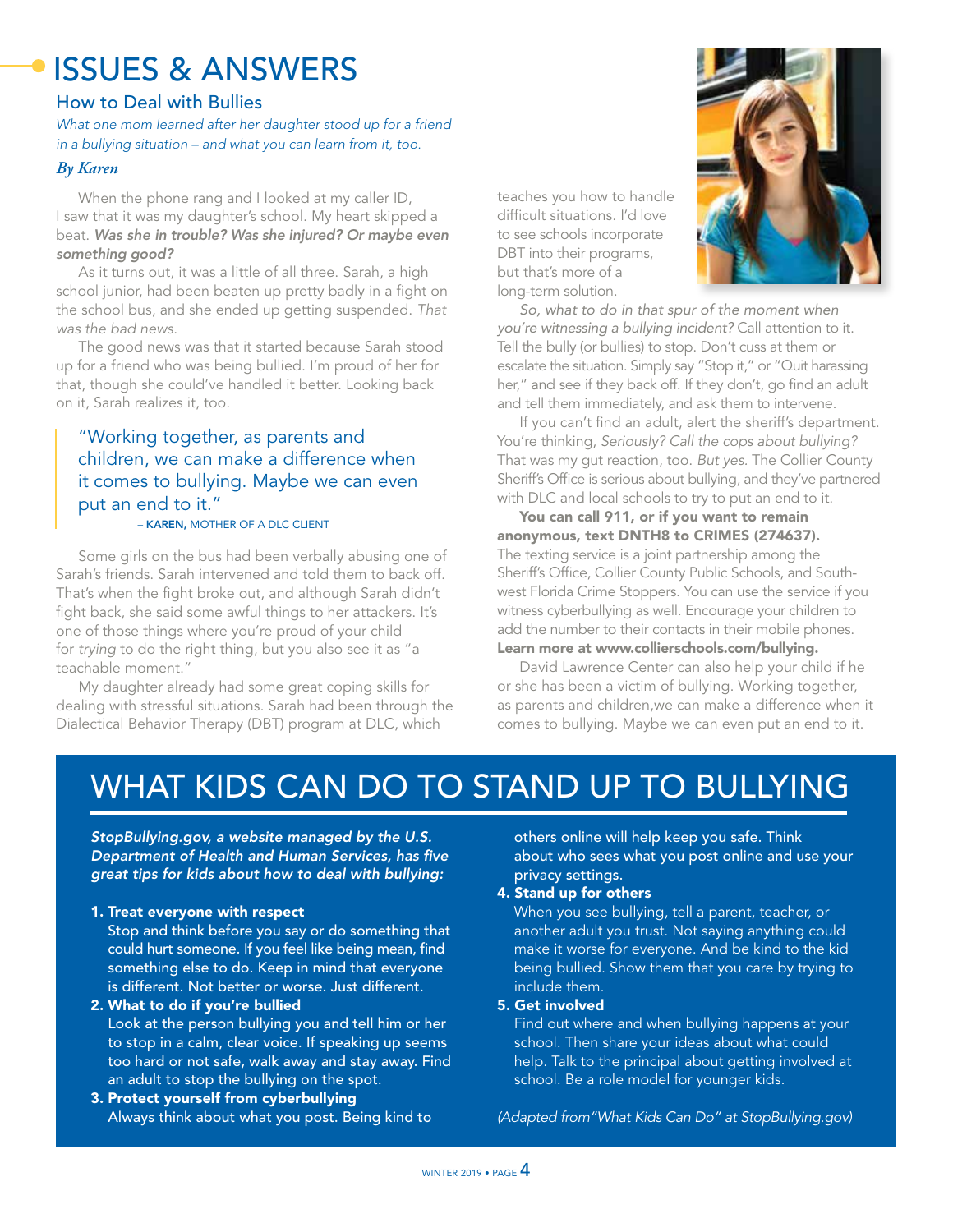# ISSUES & ANSWERS

## How to Deal with Bullies

*What one mom learned after her daughter stood up for a friend in a bullying situation – and what you can learn from it, too.*

***By Karen***

When the phone rang and I looked at my caller ID, I saw that it was my daughter's school. My heart skipped a beat. ***Was she in trouble? Was she injured? Or maybe even something good?***

As it turns out, it was a little of all three. Sarah, a high school junior, had been beaten up pretty badly in a fight on the school bus, and she ended up getting suspended. *That was the bad news.*

The good news was that it started because Sarah stood up for a friend who was being bullied. I'm proud of her for that, though she could've handled it better. Looking back on it, Sarah realizes it, too.

> "Working together, as parents and children, we can make a difference when it comes to bullying. Maybe we can even put an end to it."
>
> – **KAREN,** MOTHER OF A DLC CLIENT

Some girls on the bus had been verbally abusing one of Sarah's friends. Sarah intervened and told them to back off. That's when the fight broke out, and although Sarah didn't fight back, she said some awful things to her attackers. It's one of those things where you're proud of your child for *trying* to do the right thing, but you also see it as "a teachable moment."

My daughter already had some great coping skills for dealing with stressful situations. Sarah had been through the Dialectical Behavior Therapy (DBT) program at DLC, which teaches you how to handle difficult situations. I'd love to see schools incorporate DBT into their programs, but that's more of a long-term solution.

*So, what to do in that spur of the moment when you're witnessing a bullying incident?* Call attention to it. Tell the bully (or bullies) to stop. Don't cuss at them or escalate the situation. Simply say "Stop it," or "Quit harassing her," and see if they back off. If they don't, go find an adult and tell them immediately, and ask them to intervene.

If you can't find an adult, alert the sheriff's department. You're thinking, *Seriously? Call the cops about bullying?* That was my gut reaction, too. *But yes.* The Collier County Sheriff's Office is serious about bullying, and they've partnered with DLC and local schools to try to put an end to it.

**You can call 911, or if you want to remain anonymous, text DNTH8 to CRIMES (274637).** The texting service is a joint partnership among the Sheriff's Office, Collier County Public Schools, and Southwest Florida Crime Stoppers. You can use the service if you witness cyberbullying as well. Encourage your children to add the number to their contacts in their mobile phones. **Learn more at www.collierschools.com/bullying.**

David Lawrence Center can also help your child if he or she has been a victim of bullying. Working together, as parents and children,we can make a difference when it comes to bullying. Maybe we can even put an end to it.

## WHAT KIDS CAN DO TO STAND UP TO BULLYING

***StopBullying.gov, a website managed by the U.S. Department of Health and Human Services, has five great tips for kids about how to deal with bullying:***

1. **Treat everyone with respect**
   Stop and think before you say or do something that could hurt someone. If you feel like being mean, find something else to do. Keep in mind that everyone is different. Not better or worse. Just different.
2. **What to do if you're bullied**
   Look at the person bullying you and tell him or her to stop in a calm, clear voice. If speaking up seems too hard or not safe, walk away and stay away. Find an adult to stop the bullying on the spot.
3. **Protect yourself from cyberbullying**
   Always think about what you post. Being kind to others online will help keep you safe. Think about who sees what you post online and use your privacy settings.
4. **Stand up for others**
   When you see bullying, tell a parent, teacher, or another adult you trust. Not saying anything could make it worse for everyone. And be kind to the kid being bullied. Show them that you care by trying to include them.
5. **Get involved**
   Find out where and when bullying happens at your school. Then share your ideas about what could help. Talk to the principal about getting involved at school. Be a role model for younger kids.

*(Adapted from"What Kids Can Do" at StopBullying.gov)*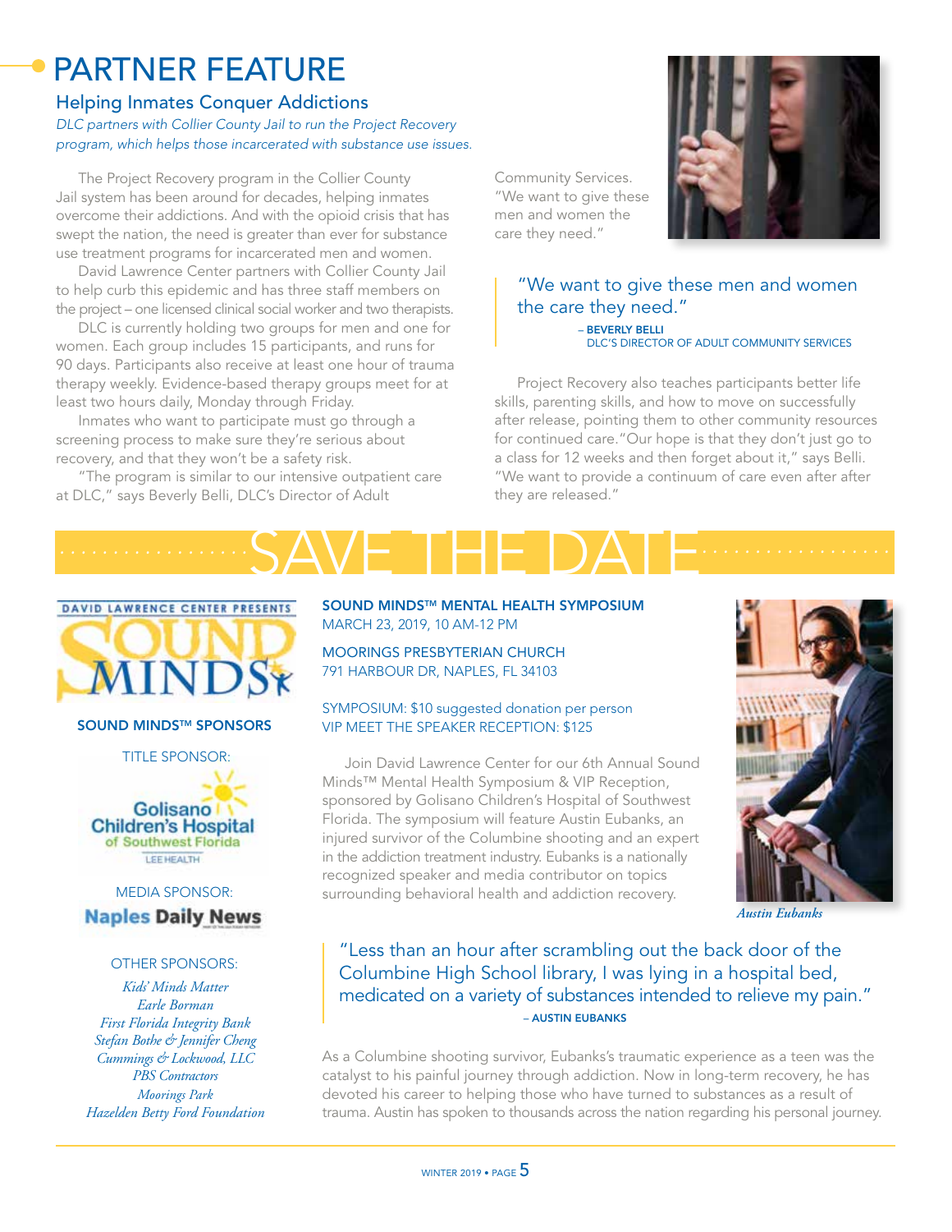# PARTNER FEATURE

## Helping Inmates Conquer Addictions

*DLC partners with Collier County Jail to run the Project Recovery program, which helps those incarcerated with substance use issues.*

The Project Recovery program in the Collier County Jail system has been around for decades, helping inmates overcome their addictions. And with the opioid crisis that has swept the nation, the need is greater than ever for substance use treatment programs for incarcerated men and women.

David Lawrence Center partners with Collier County Jail to help curb this epidemic and has three staff members on the project – one licensed clinical social worker and two therapists.

DLC is currently holding two groups for men and one for women. Each group includes 15 participants, and runs for 90 days. Participants also receive at least one hour of trauma therapy weekly. Evidence-based therapy groups meet for at least two hours daily, Monday through Friday.

Inmates who want to participate must go through a screening process to make sure they're serious about recovery, and that they won't be a safety risk.

"The program is similar to our intensive outpatient care at DLC," says Beverly Belli, DLC's Director of Adult Community Services. "We want to give these men and women the care they need."

> "We want to give these men and women the care they need."
>
> – **BEVERLY BELLI**
> DLC'S DIRECTOR OF ADULT COMMUNITY SERVICES

Project Recovery also teaches participants better life skills, parenting skills, and how to move on successfully after release, pointing them to other community resources for continued care."Our hope is that they don't just go to a class for 12 weeks and then forget about it," says Belli. "We want to provide a continuum of care even after after they are released."

# SAVE THE DATE

DAVID LAWRENCE CENTER PRESENTS SOUND MINDS

### SOUND MINDS™ MENTAL HEALTH SYMPOSIUM

MARCH 23, 2019, 10 AM-12 PM

MOORINGS PRESBYTERIAN CHURCH
791 HARBOUR DR, NAPLES, FL 34103

SYMPOSIUM: $10 suggested donation per person
VIP MEET THE SPEAKER RECEPTION: $125

Join David Lawrence Center for our 6th Annual Sound Minds™ Mental Health Symposium & VIP Reception, sponsored by Golisano Children's Hospital of Southwest Florida. The symposium will feature Austin Eubanks, an injured survivor of the Columbine shooting and an expert in the addiction treatment industry. Eubanks is a nationally recognized speaker and media contributor on topics surrounding behavioral health and addiction recovery.

*Austin Eubanks*

> "Less than an hour after scrambling out the back door of the Columbine High School library, I was lying in a hospital bed, medicated on a variety of substances intended to relieve my pain."
>
> – **AUSTIN EUBANKS**

As a Columbine shooting survivor, Eubanks's traumatic experience as a teen was the catalyst to his painful journey through addiction. Now in long-term recovery, he has devoted his career to helping those who have turned to substances as a result of trauma. Austin has spoken to thousands across the nation regarding his personal journey.

### SOUND MINDS™ SPONSORS

TITLE SPONSOR:

Golisano Children's Hospital of Southwest Florida – LEE HEALTH

MEDIA SPONSOR:

Naples Daily News

OTHER SPONSORS:

*Kids' Minds Matter*
*Earle Borman*
*First Florida Integrity Bank*
*Stefan Bothe & Jennifer Cheng*
*Cummings & Lockwood, LLC*
*PBS Contractors*
*Moorings Park*
*Hazelden Betty Ford Foundation*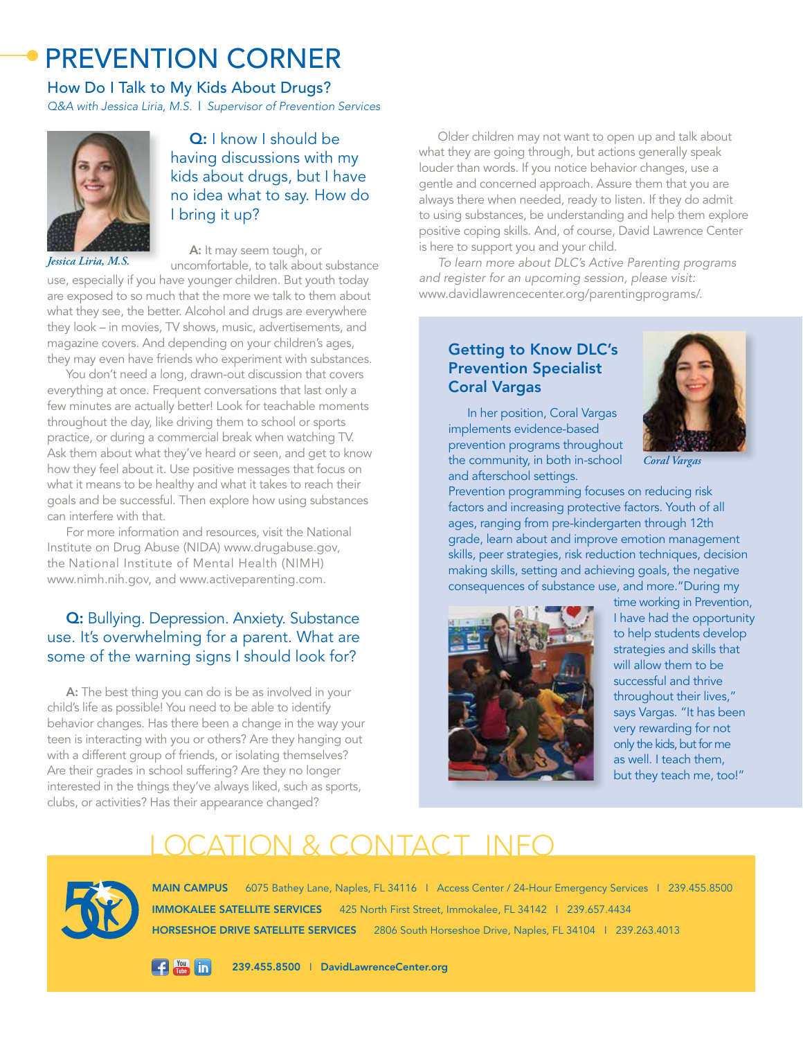# PREVENTION CORNER

## How Do I Talk to My Kids About Drugs?

*Q&A with Jessica Liria, M.S. | Supervisor of Prevention Services*

*Jessica Liria, M.S.*

**Q:** I know I should be having discussions with my kids about drugs, but I have no idea what to say. How do I bring it up?

**A:** It may seem tough, or uncomfortable, to talk about substance use, especially if you have younger children. But youth today are exposed to so much that the more we talk to them about what they see, the better. Alcohol and drugs are everywhere they look – in movies, TV shows, music, advertisements, and magazine covers. And depending on your children's ages, they may even have friends who experiment with substances.

You don't need a long, drawn-out discussion that covers everything at once. Frequent conversations that last only a few minutes are actually better! Look for teachable moments throughout the day, like driving them to school or sports practice, or during a commercial break when watching TV. Ask them about what they've heard or seen, and get to know how they feel about it. Use positive messages that focus on what it means to be healthy and what it takes to reach their goals and be successful. Then explore how using substances can interfere with that.

For more information and resources, visit the National Institute on Drug Abuse (NIDA) www.drugabuse.gov, the National Institute of Mental Health (NIMH) www.nimh.nih.gov, and www.activeparenting.com.

**Q:** Bullying. Depression. Anxiety. Substance use. It's overwhelming for a parent. What are some of the warning signs I should look for?

**A:** The best thing you can do is be as involved in your child's life as possible! You need to be able to identify behavior changes. Has there been a change in the way your teen is interacting with you or others? Are they hanging out with a different group of friends, or isolating themselves? Are their grades in school suffering? Are they no longer interested in the things they've always liked, such as sports, clubs, or activities? Has their appearance changed?

Older children may not want to open up and talk about what they are going through, but actions generally speak louder than words. If you notice behavior changes, use a gentle and concerned approach. Assure them that you are always there when needed, ready to listen. If they do admit to using substances, be understanding and help them explore positive coping skills. And, of course, David Lawrence Center is here to support you and your child.

*To learn more about DLC's Active Parenting programs and register for an upcoming session, please visit:* www.davidlawrencecenter.org/parentingprograms/.

## Getting to Know DLC's Prevention Specialist Coral Vargas

*Coral Vargas*

In her position, Coral Vargas implements evidence-based prevention programs throughout the community, in both in-school and afterschool settings. Prevention programming focuses on reducing risk factors and increasing protective factors. Youth of all ages, ranging from pre-kindergarten through 12th grade, learn about and improve emotion management skills, peer strategies, risk reduction techniques, decision making skills, setting and achieving goals, the negative consequences of substance use, and more."During my time working in Prevention, I have had the opportunity to help students develop strategies and skills that will allow them to be successful and thrive throughout their lives," says Vargas. "It has been very rewarding for not only the kids, but for me as well. I teach them, but they teach me, too!"

## LOCATION & CONTACT INFO

**MAIN CAMPUS** 6075 Bathey Lane, Naples, FL 34116 | Access Center / 24-Hour Emergency Services | 239.455.8500

**IMMOKALEE SATELLITE SERVICES** 425 North First Street, Immokalee, FL 34142 | 239.657.4434

**HORSESHOE DRIVE SATELLITE SERVICES** 2806 South Horseshoe Drive, Naples, FL 34104 | 239.263.4013

**239.455.8500** | **DavidLawrenceCenter.org**